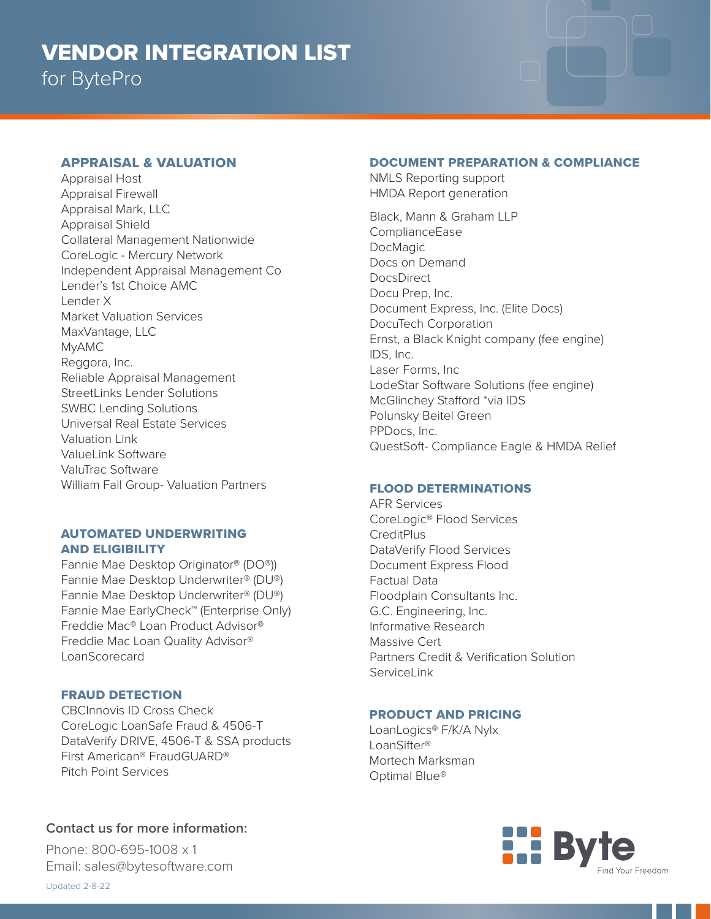# VENDOR INTEGRATION LIST

for BytePro

## APPRAISAL & VALUATION

Appraisal Host
Appraisal Firewall
Appraisal Mark, LLC
Appraisal Shield
Collateral Management Nationwide
CoreLogic - Mercury Network
Independent Appraisal Management Co
Lender's 1st Choice AMC
Lender X
Market Valuation Services
MaxVantage, LLC
MyAMC
Reggora, Inc.
Reliable Appraisal Management
StreetLinks Lender Solutions
SWBC Lending Solutions
Universal Real Estate Services
Valuation Link
ValueLink Software
ValuTrac Software
William Fall Group- Valuation Partners

## AUTOMATED UNDERWRITING AND ELIGIBILITY

Fannie Mae Desktop Originator® (DO®))
Fannie Mae Desktop Underwriter® (DU®)
Fannie Mae Desktop Underwriter® (DU®)
Fannie Mae EarlyCheck™ (Enterprise Only)
Freddie Mac® Loan Product Advisor®
Freddie Mac Loan Quality Advisor®
LoanScorecard

## FRAUD DETECTION

CBCInnovis ID Cross Check
CoreLogic LoanSafe Fraud & 4506-T
DataVerify DRIVE, 4506-T & SSA products
First American® FraudGUARD®
Pitch Point Services

## DOCUMENT PREPARATION & COMPLIANCE

NMLS Reporting support
HMDA Report generation

Black, Mann & Graham LLP
ComplianceEase
DocMagic
Docs on Demand
DocsDirect
Docu Prep, Inc.
Document Express, Inc. (Elite Docs)
DocuTech Corporation
Ernst, a Black Knight company (fee engine)
IDS, Inc.
Laser Forms, Inc
LodeStar Software Solutions (fee engine)
McGlinchey Stafford *via IDS
Polunsky Beitel Green
PPDocs, Inc.
QuestSoft- Compliance Eagle & HMDA Relief

## FLOOD DETERMINATIONS

AFR Services
CoreLogic® Flood Services
CreditPlus
DataVerify Flood Services
Document Express Flood
Factual Data
Floodplain Consultants Inc.
G.C. Engineering, Inc.
Informative Research
Massive Cert
Partners Credit & Verification Solution
ServiceLink

## PRODUCT AND PRICING

LoanLogics® F/K/A Nylx
LoanSifter®
Mortech Marksman
Optimal Blue®

### Contact us for more information:

Phone: 800-695-1008 x 1
Email: sales@bytesoftware.com

Updated 2-8-22

Byte
Find Your Freedom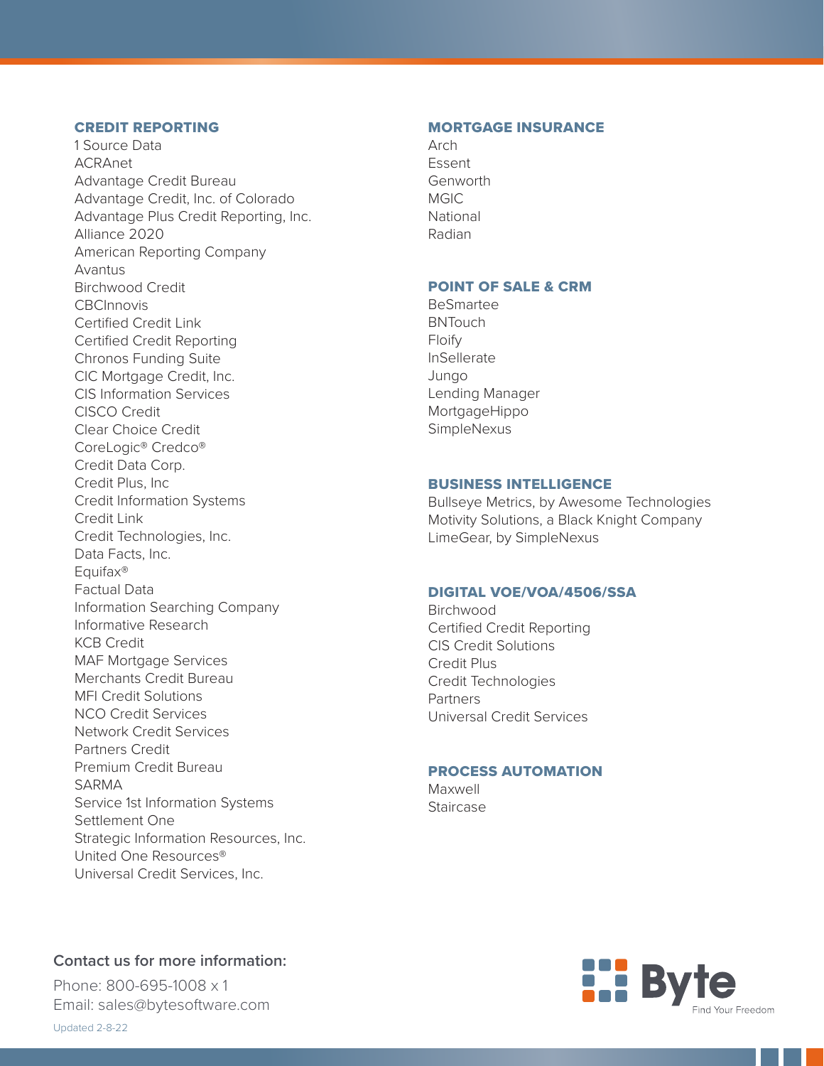## CREDIT REPORTING

1 Source Data
ACRAnet
Advantage Credit Bureau
Advantage Credit, Inc. of Colorado
Advantage Plus Credit Reporting, Inc.
Alliance 2020
American Reporting Company
Avantus
Birchwood Credit
CBCInnovis
Certified Credit Link
Certified Credit Reporting
Chronos Funding Suite
CIC Mortgage Credit, Inc.
CIS Information Services
CISCO Credit
Clear Choice Credit
CoreLogic® Credco®
Credit Data Corp.
Credit Plus, Inc
Credit Information Systems
Credit Link
Credit Technologies, Inc.
Data Facts, Inc.
Equifax®
Factual Data
Information Searching Company
Informative Research
KCB Credit
MAF Mortgage Services
Merchants Credit Bureau
MFI Credit Solutions
NCO Credit Services
Network Credit Services
Partners Credit
Premium Credit Bureau
SARMA
Service 1st Information Systems
Settlement One
Strategic Information Resources, Inc.
United One Resources®
Universal Credit Services, Inc.

## MORTGAGE INSURANCE

Arch
Essent
Genworth
MGIC
National
Radian

## POINT OF SALE & CRM

BeSmartee
BNTouch
Floify
InSellerate
Jungo
Lending Manager
MortgageHippo
SimpleNexus

## BUSINESS INTELLIGENCE

Bullseye Metrics, by Awesome Technologies
Motivity Solutions, a Black Knight Company
LimeGear, by SimpleNexus

## DIGITAL VOE/VOA/4506/SSA

Birchwood
Certified Credit Reporting
CIS Credit Solutions
Credit Plus
Credit Technologies
Partners
Universal Credit Services

## PROCESS AUTOMATION

Maxwell
Staircase

**Contact us for more information:**

Phone: 800-695-1008 x 1
Email: sales@bytesoftware.com

Byte
Find Your Freedom

Updated 2-8-22